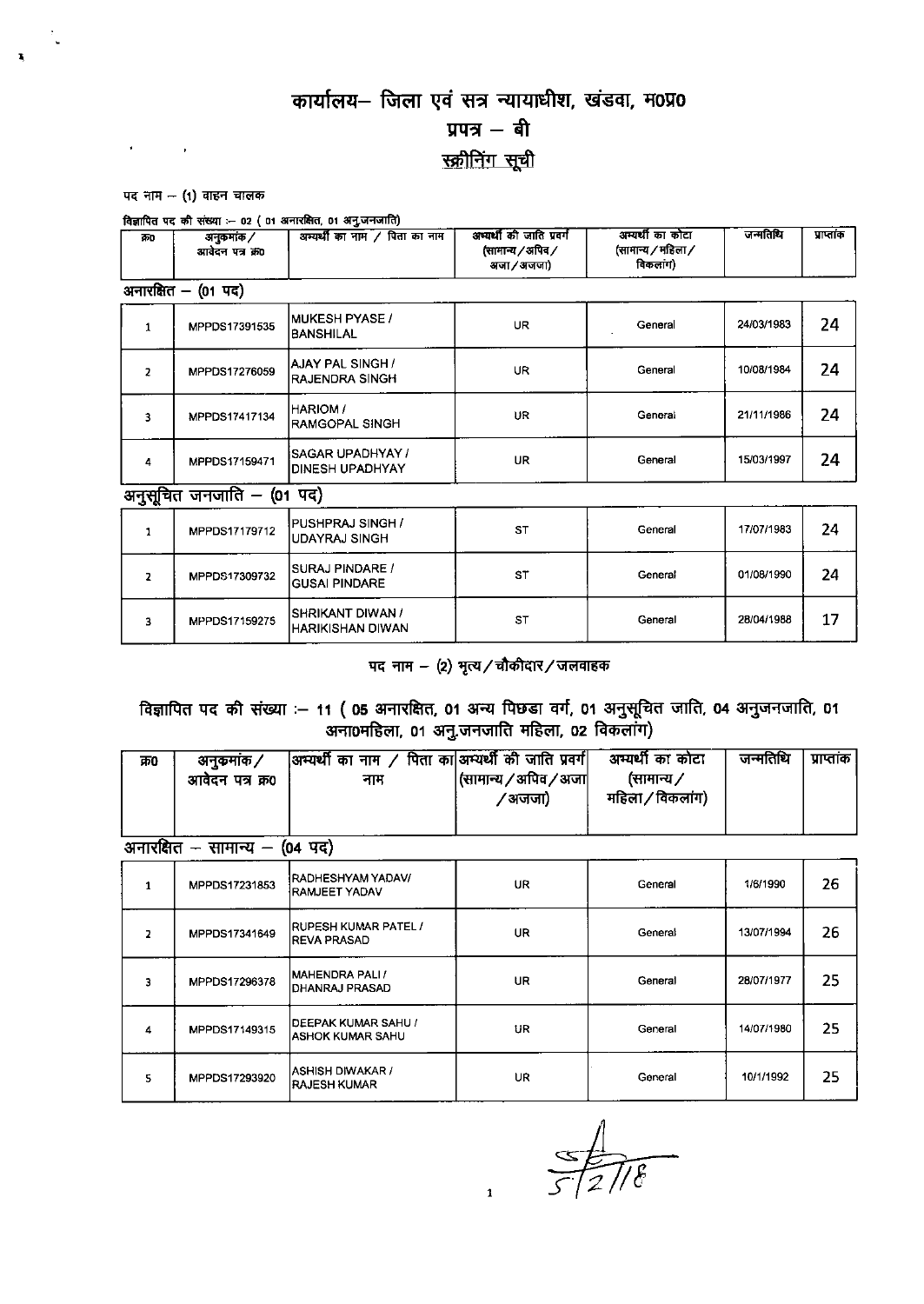# कार्यालय– जिला एवं सत्र न्यायाधीश, खंडवा, म0प्र0

## प्रपत्र – बी

## स्क्रीनिंग सूची

पद नाम – (1) वाहन चालक

विज्ञापित पद की संख्या :– 02 ( 01 अनारक्षित, 01 अनु.जनजाति)

| क्र0 | अनुक्रमांक / आवेदन पत्र क्र0 | अभ्यर्थी का नाम / पिता का नाम | अभ्यर्थी की जाति प्रवर्ग (सामान्य / अपिव / अजा / अजजा) | अभ्यर्थी का कोटा (सामान्य / महिला / विकलांग) | जन्मतिथि | प्राप्तांक |
|---|---|---|---|---|---|---|
| **अनारक्षित – (01 पद)** | | | | | | |
| 1 | MPPDS17391535 | MUKESH PYASE / BANSHILAL | UR | General | 24/03/1983 | 24 |
| 2 | MPPDS17276059 | AJAY PAL SINGH / RAJENDRA SINGH | UR | General | 10/08/1984 | 24 |
| 3 | MPPDS17417134 | HARIOM / RAMGOPAL SINGH | UR | General | 21/11/1986 | 24 |
| 4 | MPPDS17159471 | SAGAR UPADHYAY / DINESH UPADHYAY | UR | General | 15/03/1997 | 24 |
| **अनुसूचित जनजाति – (01 पद)** | | | | | | |
| 1 | MPPDS17179712 | PUSHPRAJ SINGH / UDAYRAJ SINGH | ST | General | 17/07/1983 | 24 |
| 2 | MPPDS17309732 | SURAJ PINDARE / GUSAI PINDARE | ST | General | 01/08/1990 | 24 |
| 3 | MPPDS17159275 | SHRIKANT DIWAN / HARIKISHAN DIWAN | ST | General | 28/04/1988 | 17 |

पद नाम – (2) भृत्य / चौकीदार / जलवाहक

विज्ञापित पद की संख्या :– 11 ( 05 अनारक्षित, 01 अन्य पिछडा वर्ग, 01 अनुसूचित जाति, 04 अनुजनजाति, 01 अना0महिला, 01 अनु.जनजाति महिला, 02 विकलांग)

| क्र0 | अनुक्रमांक / आवेदन पत्र क्र0 | अभ्यर्थी का नाम / पिता का नाम | अभ्यर्थी की जाति प्रवर्ग (सामान्य / अपिव / अजा / अजजा) | अभ्यर्थी का कोटा (सामान्य / महिला / विकलांग) | जन्मतिथि | प्राप्तांक |
|---|---|---|---|---|---|---|
| **अनारक्षित – सामान्य – (04 पद)** | | | | | | |
| 1 | MPPDS17231853 | RADHESHYAM YADAV/ RAMJEET YADAV | UR | General | 1/6/1990 | 26 |
| 2 | MPPDS17341649 | RUPESH KUMAR PATEL / REVA PRASAD | UR | General | 13/07/1994 | 26 |
| 3 | MPPDS17296378 | MAHENDRA PALI / DHANRAJ PRASAD | UR | General | 28/07/1977 | 25 |
| 4 | MPPDS17149315 | DEEPAK KUMAR SAHU / ASHOK KUMAR SAHU | UR | General | 14/07/1980 | 25 |
| 5 | MPPDS17293920 | ASHISH DIWAKAR / RAJESH KUMAR | UR | General | 10/1/1992 | 25 |

5/2/18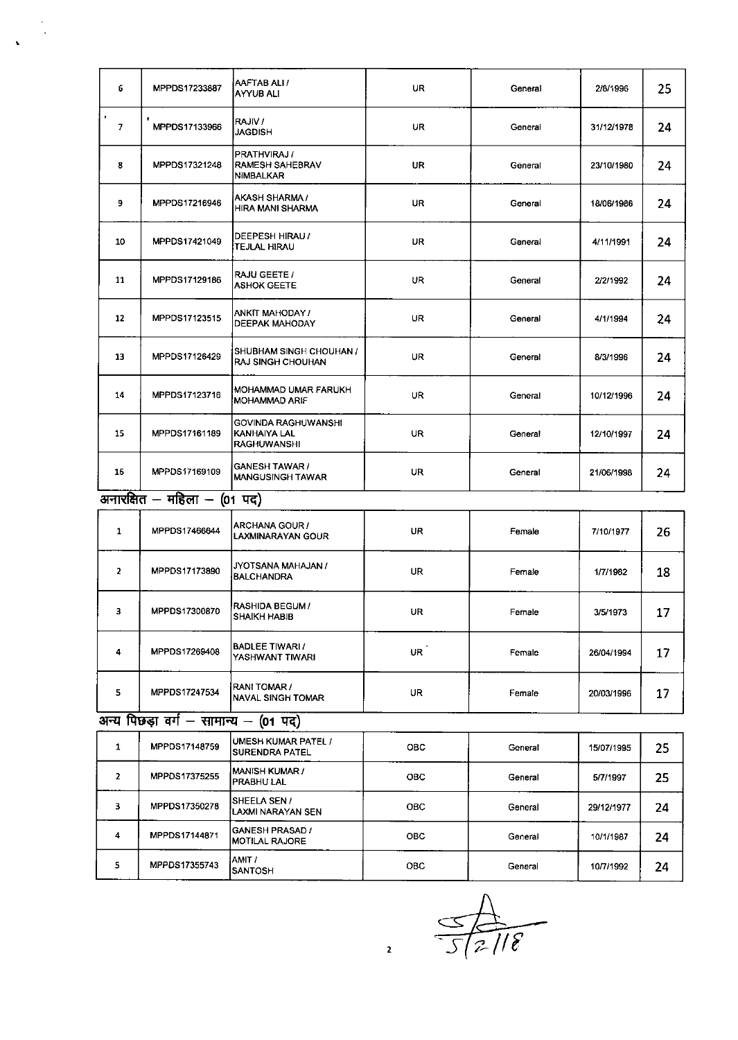| | | | | | | |
|---|---|---|---|---|---|---|
| 6 | MPPDS17233887 | AAFTAB ALI / AYYUB ALI | UR | General | 2/6/1996 | 25 |
| 7 | MPPDS17133966 | RAJIV / JAGDISH | UR | General | 31/12/1978 | 24 |
| 8 | MPPDS17321248 | PRATHVIRAJ / RAMESH SAHEBRAV NIMBALKAR | UR | General | 23/10/1980 | 24 |
| 9 | MPPDS17216946 | AKASH SHARMA / HIRA MANI SHARMA | UR | General | 18/06/1986 | 24 |
| 10 | MPPDS17421049 | DEEPESH HIRAU / TEJLAL HIRAU | UR | General | 4/11/1991 | 24 |
| 11 | MPPDS17129186 | RAJU GEETE / ASHOK GEETE | UR | General | 2/2/1992 | 24 |
| 12 | MPPDS17123515 | ANKIT MAHODAY / DEEPAK MAHODAY | UR | General | 4/1/1994 | 24 |
| 13 | MPPDS17126429 | SHUBHAM SINGH CHOUHAN / RAJ SINGH CHOUHAN | UR | General | 8/3/1996 | 24 |
| 14 | MPPDS17123716 | MOHAMMAD UMAR FARUKH MOHAMMAD ARIF | UR | General | 10/12/1996 | 24 |
| 15 | MPPDS17161189 | GOVINDA RAGHUWANSHI KANHAIYA LAL RAGHUWANSHI | UR | General | 12/10/1997 | 24 |
| 16 | MPPDS17169109 | GANESH TAWAR / MANGUSINGH TAWAR | UR | General | 21/06/1998 | 24 |

### अनारक्षित – महिला – (01 पद)

| | | | | | | |
|---|---|---|---|---|---|---|
| 1 | MPPDS17466644 | ARCHANA GOUR / LAXMINARAYAN GOUR | UR | Female | 7/10/1977 | 26 |
| 2 | MPPDS17173890 | JYOTSANA MAHAJAN / BALCHANDRA | UR | Female | 1/7/1982 | 18 |
| 3 | MPPDS17300870 | RASHIDA BEGUM / SHAIKH HABIB | UR | Female | 3/5/1973 | 17 |
| 4 | MPPDS17269408 | BADLEE TIWARI / YASHWANT TIWARI | UR | Female | 26/04/1994 | 17 |
| 5 | MPPDS17247534 | RANI TOMAR / NAVAL SINGH TOMAR | UR | Female | 20/03/1996 | 17 |

### अन्य पिछड़ा वर्ग – सामान्य – (01 पद)

| | | | | | | |
|---|---|---|---|---|---|---|
| 1 | MPPDS17148759 | UMESH KUMAR PATEL / SURENDRA PATEL | OBC | General | 15/07/1995 | 25 |
| 2 | MPPDS17375255 | MANISH KUMAR / PRABHU LAL | OBC | General | 5/7/1997 | 25 |
| 3 | MPPDS17350278 | SHEELA SEN / LAXMI NARAYAN SEN | OBC | General | 29/12/1977 | 24 |
| 4 | MPPDS17144871 | GANESH PRASAD / MOTILAL RAJORE | OBC | General | 10/1/1987 | 24 |
| 5 | MPPDS17355743 | AMIT / SANTOSH | OBC | General | 10/7/1992 | 24 |

5/2/18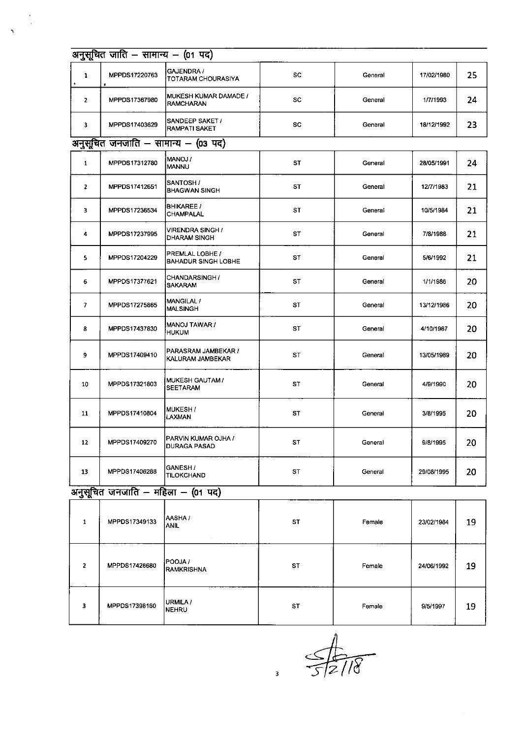## अनुसूचित जाति – सामान्य – (01 पद)

| | | | | | | |
|---|---|---|---|---|---|---|
| 1 | MPPDS17220763 | GAJENDRA / TOTARAM CHOURASIYA | SC | General | 17/02/1980 | 25 |
| 2 | MPPDS17367980 | MUKESH KUMAR DAMADE / RAMCHARAN | SC | General | 1/7/1993 | 24 |
| 3 | MPPDS17403629 | SANDEEP SAKET / RAMPATI SAKET | SC | General | 18/12/1992 | 23 |

## अनुसूचित जनजाति – सामान्य – (03 पद)

| | | | | | | |
|---|---|---|---|---|---|---|
| 1 | MPPDS17312780 | MANOJ / MANNU | ST | General | 28/05/1991 | 24 |
| 2 | MPPDS17412651 | SANTOSH / BHAGWAN SINGH | ST | General | 12/7/1983 | 21 |
| 3 | MPPDS17236534 | BHIKAREE / CHAMPALAL | ST | General | 10/5/1984 | 21 |
| 4 | MPPDS17237995 | VIRENDRA SINGH / DHARAM SINGH | ST | General | 7/8/1988 | 21 |
| 5 | MPPDS17204229 | PREMLAL LOBHE / BAHADUR SINGH LOBHE | ST | General | 5/6/1992 | 21 |
| 6 | MPPDS17377621 | CHANDARSINGH / SAKARAM | ST | General | 1/1/1986 | 20 |
| 7 | MPPDS17275865 | MANGILAL / MALSINGH | ST | General | 13/12/1986 | 20 |
| 8 | MPPDS17437830 | MANOJ TAWAR / HUKUM | ST | General | 4/10/1987 | 20 |
| 9 | MPPDS17409410 | PARASRAM JAMBEKAR / KALURAM JAMBEKAR | ST | General | 13/05/1989 | 20 |
| 10 | MPPDS17321803 | MUKESH GAUTAM / SEETARAM | ST | General | 4/9/1990 | 20 |
| 11 | MPPDS17410804 | MUKESH / LAXMAN | ST | General | 3/8/1995 | 20 |
| 12 | MPPDS17409270 | PARVIN KUMAR OJHA / DURAGA PASAD | ST | General | 9/8/1995 | 20 |
| 13 | MPPDS17406288 | GANESH / TILOKCHAND | ST | General | 29/08/1995 | 20 |

## अनुसूचित जनजाति – महिला – (01 पद)

| | | | | | | |
|---|---|---|---|---|---|---|
| 1 | MPPDS17349133 | AASHA / ANIL | ST | Female | 23/02/1984 | 19 |
| 2 | MPPDS17428680 | POOJA / RAMKRISHNA | ST | Female | 24/06/1992 | 19 |
| 3 | MPPDS17398160 | URMILA / NEHRU | ST | Female | 9/5/1997 | 19 |

5/2/18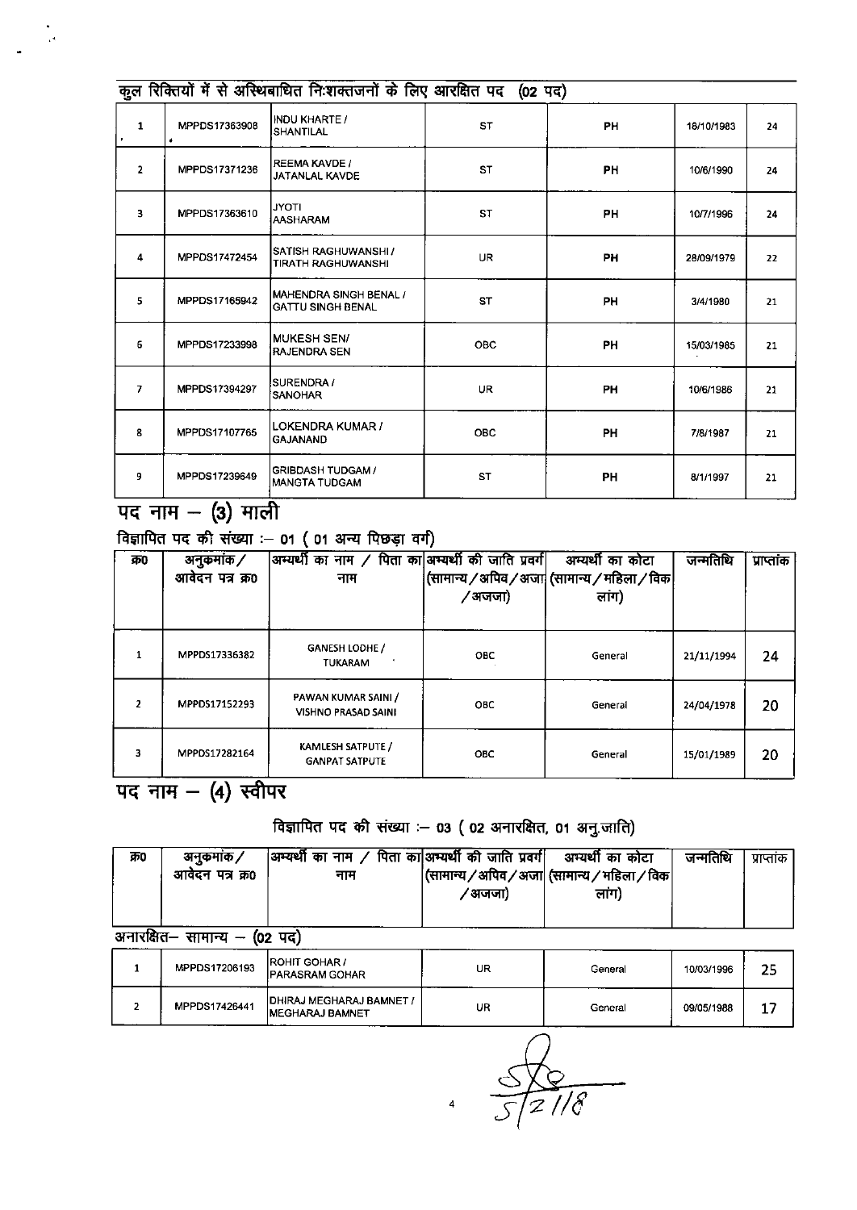कुल रिक्तियों में से अस्थिबाधित निःशक्तजनों के लिए आरक्षित पद (02 पद)

| | | | | | | |
|---|---|---|---|---|---|---|
| 1 | MPPDS17363908 | INDU KHARTE / SHANTILAL | ST | PH | 18/10/1983 | 24 |
| 2 | MPPDS17371236 | REEMA KAVDE / JATANLAL KAVDE | ST | PH | 10/6/1990 | 24 |
| 3 | MPPDS17363610 | JYOTI AASHARAM | ST | PH | 10/7/1996 | 24 |
| 4 | MPPDS17472454 | SATISH RAGHUWANSHI / TIRATH RAGHUWANSHI | UR | PH | 28/09/1979 | 22 |
| 5 | MPPDS17165942 | MAHENDRA SINGH BENAL / GATTU SINGH BENAL | ST | PH | 3/4/1980 | 21 |
| 6 | MPPDS17233998 | MUKESH SEN/ RAJENDRA SEN | OBC | PH | 15/03/1985 | 21 |
| 7 | MPPDS17394297 | SURENDRA / SANOHAR | UR | PH | 10/6/1986 | 21 |
| 8 | MPPDS17107765 | LOKENDRA KUMAR / GAJANAND | OBC | PH | 7/8/1987 | 21 |
| 9 | MPPDS17239649 | GRIBDASH TUDGAM / MANGTA TUDGAM | ST | PH | 8/1/1997 | 21 |

## पद नाम – (3) माली

विज्ञापित पद की संख्या :– 01 ( 01 अन्य पिछड़ा वर्ग)

| क्र0 | अनुक्रमांक / आवेदन पत्र क्र0 | अभ्यर्थी का नाम / पिता का नाम | अभ्यर्थी की जाति प्रवर्ग (सामान्य / अपिव / अजा / अजजा) | अभ्यर्थी का कोटा (सामान्य / महिला / विकलांग) | जन्मतिथि | प्राप्तांक |
|---|---|---|---|---|---|---|
| 1 | MPPDS17336382 | GANESH LODHE / TUKARAM | OBC | General | 21/11/1994 | 24 |
| 2 | MPPDS17152293 | PAWAN KUMAR SAINI / VISHNO PRASAD SAINI | OBC | General | 24/04/1978 | 20 |
| 3 | MPPDS17282164 | KAMLESH SATPUTE / GANPAT SATPUTE | OBC | General | 15/01/1989 | 20 |

## पद नाम – (4) स्वीपर

विज्ञापित पद की संख्या :– 03 ( 02 अनारक्षित, 01 अनु.जाति)

| क्र0 | अनुक्रमांक / आवेदन पत्र क्र0 | अभ्यर्थी का नाम / पिता का नाम | अभ्यर्थी की जाति प्रवर्ग (सामान्य / अपिव / अजा / अजजा) | अभ्यर्थी का कोटा (सामान्य / महिला / विकलांग) | जन्मतिथि | प्राप्तांक |
|---|---|---|---|---|---|---|
| **अनारक्षित– सामान्य – (02 पद)** | | | | | | |
| 1 | MPPDS17206193 | ROHIT GOHAR / PARASRAM GOHAR | UR | General | 10/03/1996 | 25 |
| 2 | MPPDS17426441 | DHIRAJ MEGHARAJ BAMNET / MEGHARAJ BAMNET | UR | General | 09/05/1988 | 17 |

5/2/18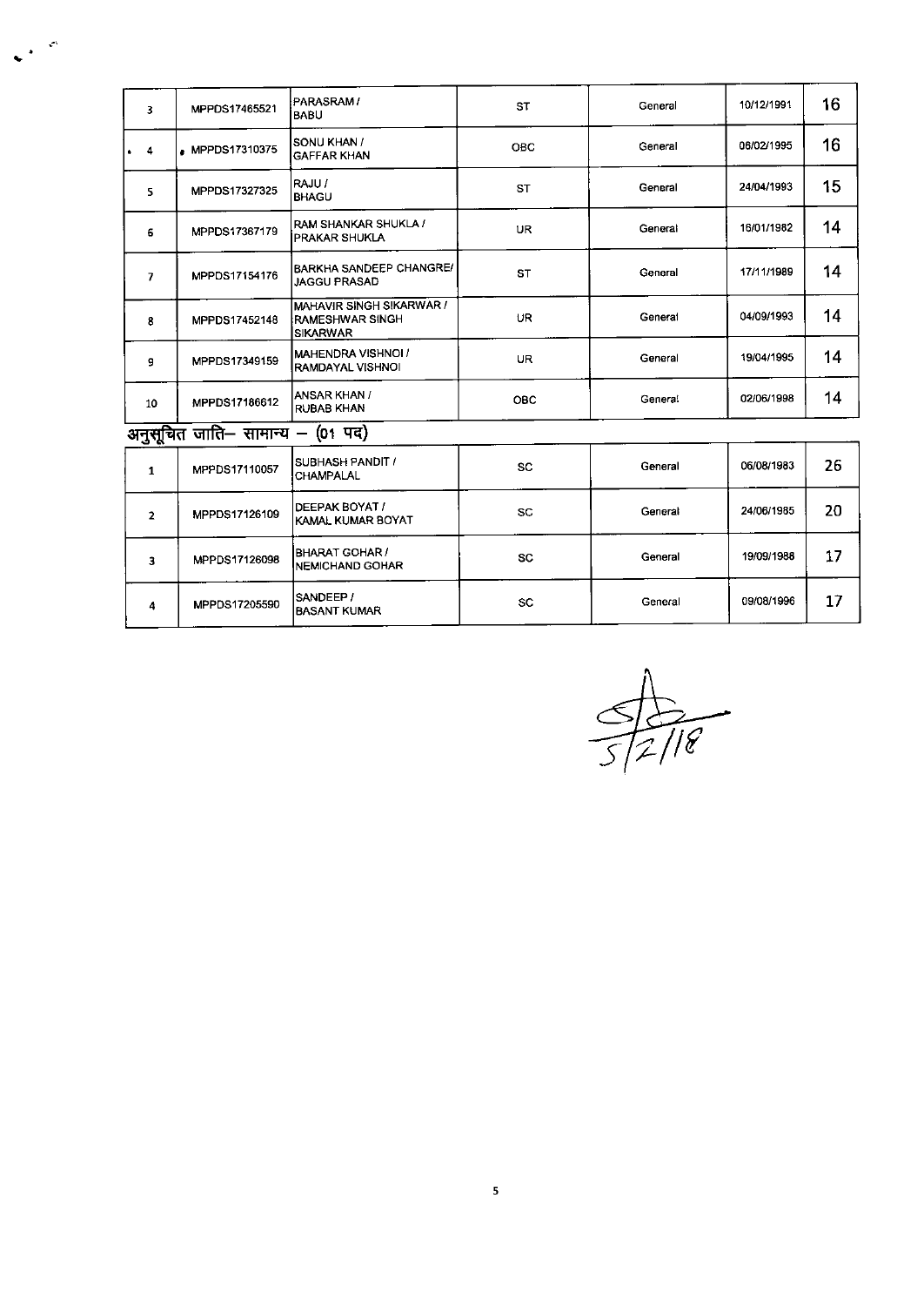| | | | | | | |
|---|---|---|---|---|---|---|
| 3 | MPPDS17465521 | PARASRAM / BABU | ST | General | 10/12/1991 | 16 |
| 4 | MPPDS17310375 | SONU KHAN / GAFFAR KHAN | OBC | General | 06/02/1995 | 16 |
| 5 | MPPDS17327325 | RAJU / BHAGU | ST | General | 24/04/1993 | 15 |
| 6 | MPPDS17367179 | RAM SHANKAR SHUKLA / PRAKAR SHUKLA | UR | General | 16/01/1982 | 14 |
| 7 | MPPDS17154176 | BARKHA SANDEEP CHANGRE/ JAGGU PRASAD | ST | General | 17/11/1989 | 14 |
| 8 | MPPDS17452148 | MAHAVIR SINGH SIKARWAR / RAMESHWAR SINGH SIKARWAR | UR | General | 04/09/1993 | 14 |
| 9 | MPPDS17349159 | MAHENDRA VISHNOI / RAMDAYAL VISHNOI | UR | General | 19/04/1995 | 14 |
| 10 | MPPDS17186612 | ANSAR KHAN / RUBAB KHAN | OBC | General | 02/06/1998 | 14 |

## अनुसूचित जाति– सामान्य – (01 पद)

| | | | | | | |
|---|---|---|---|---|---|---|
| 1 | MPPDS17110057 | SUBHASH PANDIT / CHAMPALAL | SC | General | 06/08/1983 | 26 |
| 2 | MPPDS17126109 | DEEPAK BOYAT / KAMAL KUMAR BOYAT | SC | General | 24/06/1985 | 20 |
| 3 | MPPDS17126098 | BHARAT GOHAR / NEMICHAND GOHAR | SC | General | 19/09/1988 | 17 |
| 4 | MPPDS17205590 | SANDEEP / BASANT KUMAR | SC | General | 09/08/1996 | 17 |

5/2/18